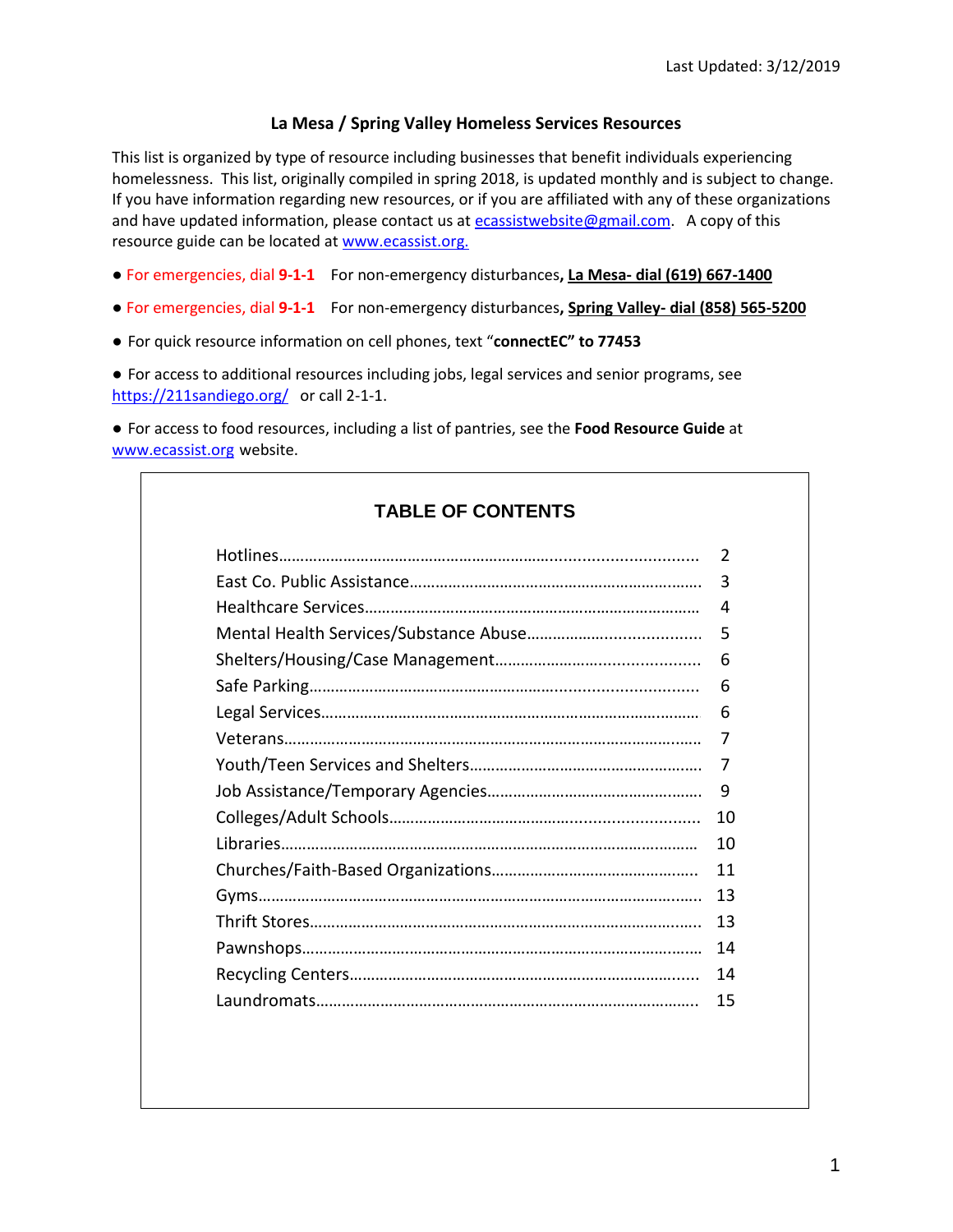Last Updated: 3/12/2019

# La Mesa / Spring Valley Homeless Services Resources

This list is organized by type of resource including businesses that benefit individuals experiencing homelessness. This list, originally compiled in spring 2018, is updated monthly and is subject to change. If you have information regarding new resources, or if you are affiliated with any of these organizations and have updated information, please contact us at ecassistwebsite@gmail.com. A copy of this resource guide can be located at www.ecassist.org.

- For emergencies, dial **9-1-1** For non-emergency disturbances**, La Mesa- dial (619) 667-1400**
- For emergencies, dial **9-1-1** For non-emergency disturbances**, Spring Valley- dial (858) 565-5200**
- For quick resource information on cell phones, text "**connectEC" to 77453**
- For access to additional resources including jobs, legal services and senior programs, see https://211sandiego.org/ or call 2-1-1.
- For access to food resources, including a list of pantries, see the **Food Resource Guide** at www.ecassist.org website.

## TABLE OF CONTENTS

| Section | Page |
|---|---|
| Hotlines | 2 |
| East Co. Public Assistance | 3 |
| Healthcare Services | 4 |
| Mental Health Services/Substance Abuse | 5 |
| Shelters/Housing/Case Management | 6 |
| Safe Parking | 6 |
| Legal Services | 6 |
| Veterans | 7 |
| Youth/Teen Services and Shelters | 7 |
| Job Assistance/Temporary Agencies | 9 |
| Colleges/Adult Schools | 10 |
| Libraries | 10 |
| Churches/Faith-Based Organizations | 11 |
| Gyms | 13 |
| Thrift Stores | 13 |
| Pawnshops | 14 |
| Recycling Centers | 14 |
| Laundromats | 15 |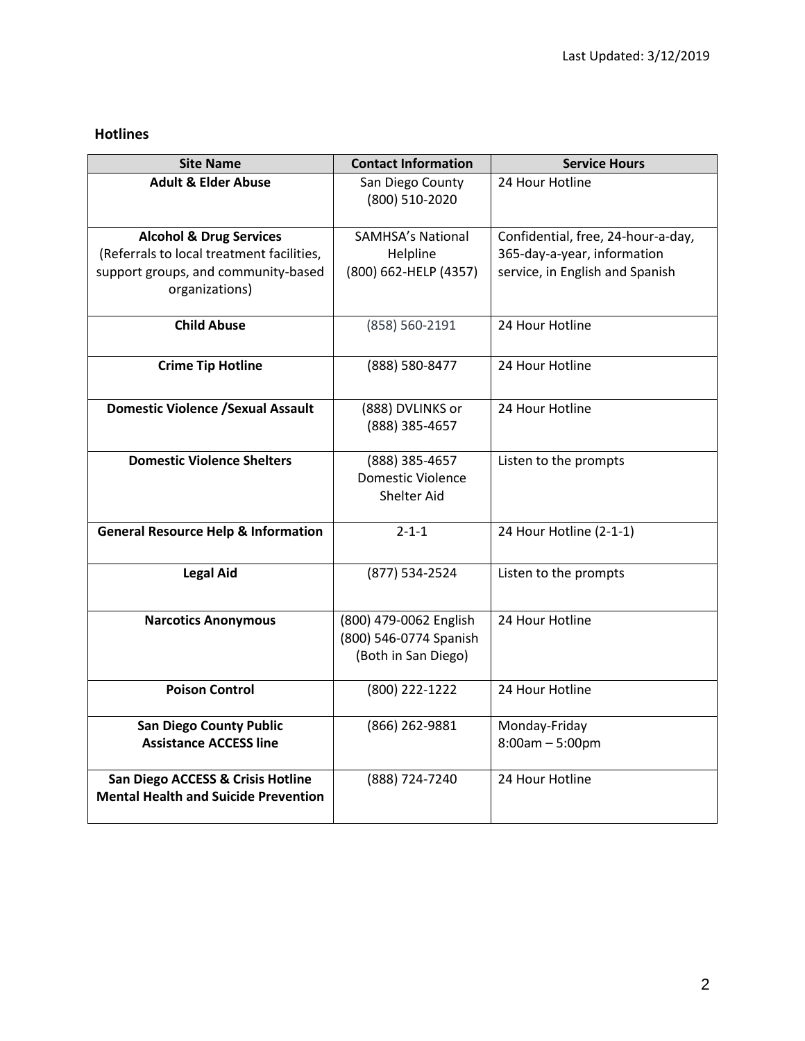Last Updated: 3/12/2019

## Hotlines

| Site Name | Contact Information | Service Hours |
|---|---|---|
| **Adult & Elder Abuse** | San Diego County (800) 510-2020 | 24 Hour Hotline |
| **Alcohol & Drug Services** (Referrals to local treatment facilities, support groups, and community-based organizations) | SAMHSA's National Helpline (800) 662-HELP (4357) | Confidential, free, 24-hour-a-day, 365-day-a-year, information service, in English and Spanish |
| **Child Abuse** | (858) 560-2191 | 24 Hour Hotline |
| **Crime Tip Hotline** | (888) 580-8477 | 24 Hour Hotline |
| **Domestic Violence /Sexual Assault** | (888) DVLINKS or (888) 385-4657 | 24 Hour Hotline |
| **Domestic Violence Shelters** | (888) 385-4657 Domestic Violence Shelter Aid | Listen to the prompts |
| **General Resource Help & Information** | 2-1-1 | 24 Hour Hotline (2-1-1) |
| **Legal Aid** | (877) 534-2524 | Listen to the prompts |
| **Narcotics Anonymous** | (800) 479-0062 English (800) 546-0774 Spanish (Both in San Diego) | 24 Hour Hotline |
| **Poison Control** | (800) 222-1222 | 24 Hour Hotline |
| **San Diego County Public Assistance ACCESS line** | (866) 262-9881 | Monday-Friday 8:00am – 5:00pm |
| **San Diego ACCESS & Crisis Hotline Mental Health and Suicide Prevention** | (888) 724-7240 | 24 Hour Hotline |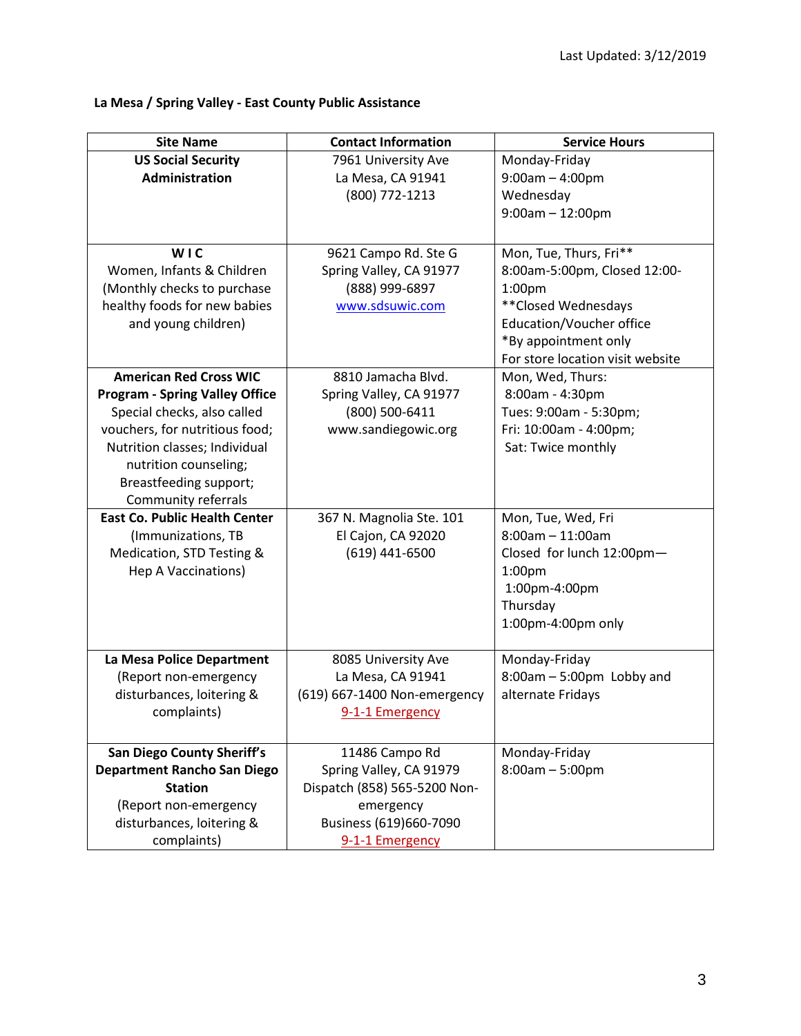Last Updated: 3/12/2019

**La Mesa / Spring Valley - East County Public Assistance**

| Site Name | Contact Information | Service Hours |
|---|---|---|
| **US Social Security Administration** | 7961 University Ave<br>La Mesa, CA 91941<br>(800) 772-1213 | Monday-Friday<br>9:00am – 4:00pm<br>Wednesday<br>9:00am – 12:00pm |
| **W I C**<br>Women, Infants & Children<br>(Monthly checks to purchase healthy foods for new babies and young children) | 9621 Campo Rd. Ste G<br>Spring Valley, CA 91977<br>(888) 999-6897<br>www.sdsuwic.com | Mon, Tue, Thurs, Fri**<br>8:00am-5:00pm, Closed 12:00-1:00pm<br>**Closed Wednesdays<br>Education/Voucher office<br>*By appointment only<br>For store location visit website |
| **American Red Cross WIC Program - Spring Valley Office**<br>Special checks, also called vouchers, for nutritious food; Nutrition classes; Individual nutrition counseling; Breastfeeding support; Community referrals | 8810 Jamacha Blvd.<br>Spring Valley, CA 91977<br>(800) 500-6411<br>www.sandiegowic.org | Mon, Wed, Thurs:<br>8:00am - 4:30pm<br>Tues: 9:00am - 5:30pm;<br>Fri: 10:00am - 4:00pm;<br>Sat: Twice monthly |
| **East Co. Public Health Center**<br>(Immunizations, TB Medication, STD Testing & Hep A Vaccinations) | 367 N. Magnolia Ste. 101<br>El Cajon, CA 92020<br>(619) 441-6500 | Mon, Tue, Wed, Fri<br>8:00am – 11:00am<br>Closed for lunch 12:00pm—1:00pm<br>1:00pm-4:00pm<br>Thursday<br>1:00pm-4:00pm only |
| **La Mesa Police Department**<br>(Report non-emergency disturbances, loitering & complaints) | 8085 University Ave<br>La Mesa, CA 91941<br>(619) 667-1400 Non-emergency<br>9-1-1 Emergency | Monday-Friday<br>8:00am – 5:00pm Lobby and alternate Fridays |
| **San Diego County Sheriff's Department Rancho San Diego Station**<br>(Report non-emergency disturbances, loitering & complaints) | 11486 Campo Rd<br>Spring Valley, CA 91979<br>Dispatch (858) 565-5200 Non-emergency<br>Business (619)660-7090<br>9-1-1 Emergency | Monday-Friday<br>8:00am – 5:00pm |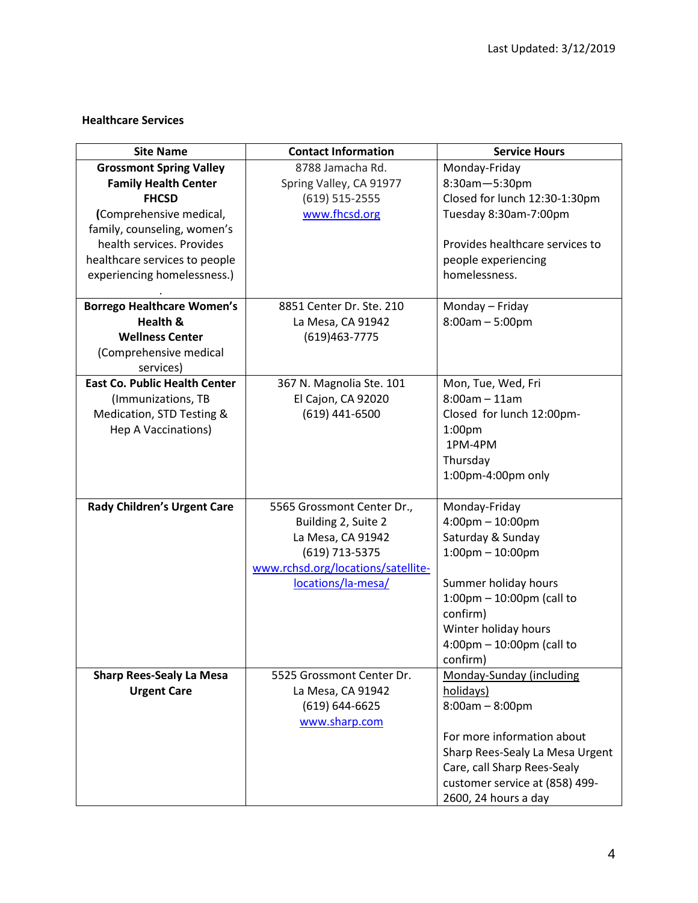Last Updated: 3/12/2019

**Healthcare Services**

| Site Name | Contact Information | Service Hours |
|---|---|---|
| **Grossmont Spring Valley Family Health Center FHCSD** (Comprehensive medical, family, counseling, women's health services. Provides healthcare services to people experiencing homelessness.) . | 8788 Jamacha Rd.<br>Spring Valley, CA 91977<br>(619) 515-2555<br>[www.fhcsd.org](www.fhcsd.org) | Monday-Friday<br>8:30am—5:30pm<br>Closed for lunch 12:30-1:30pm<br>Tuesday 8:30am-7:00pm<br><br>Provides healthcare services to people experiencing homelessness. |
| **Borrego Healthcare Women's Health & Wellness Center** (Comprehensive medical services) | 8851 Center Dr. Ste. 210<br>La Mesa, CA 91942<br>(619)463-7775 | Monday – Friday<br>8:00am – 5:00pm |
| **East Co. Public Health Center** (Immunizations, TB Medication, STD Testing & Hep A Vaccinations) | 367 N. Magnolia Ste. 101<br>El Cajon, CA 92020<br>(619) 441-6500 | Mon, Tue, Wed, Fri<br>8:00am – 11am<br>Closed for lunch 12:00pm-1:00pm<br>1PM-4PM<br>Thursday<br>1:00pm-4:00pm only |
| **Rady Children's Urgent Care** | 5565 Grossmont Center Dr., Building 2, Suite 2<br>La Mesa, CA 91942<br>(619) 713-5375<br>[www.rchsd.org/locations/satellite-locations/la-mesa/](www.rchsd.org/locations/satellite-locations/la-mesa/) | Monday-Friday<br>4:00pm – 10:00pm<br>Saturday & Sunday<br>1:00pm – 10:00pm<br><br>Summer holiday hours<br>1:00pm – 10:00pm (call to confirm)<br>Winter holiday hours<br>4:00pm – 10:00pm (call to confirm) |
| **Sharp Rees-Sealy La Mesa Urgent Care** | 5525 Grossmont Center Dr.<br>La Mesa, CA 91942<br>(619) 644-6625<br>[www.sharp.com](www.sharp.com) | Monday-Sunday (including holidays)<br>8:00am – 8:00pm<br><br>For more information about Sharp Rees-Sealy La Mesa Urgent Care, call Sharp Rees-Sealy customer service at (858) 499-2600, 24 hours a day |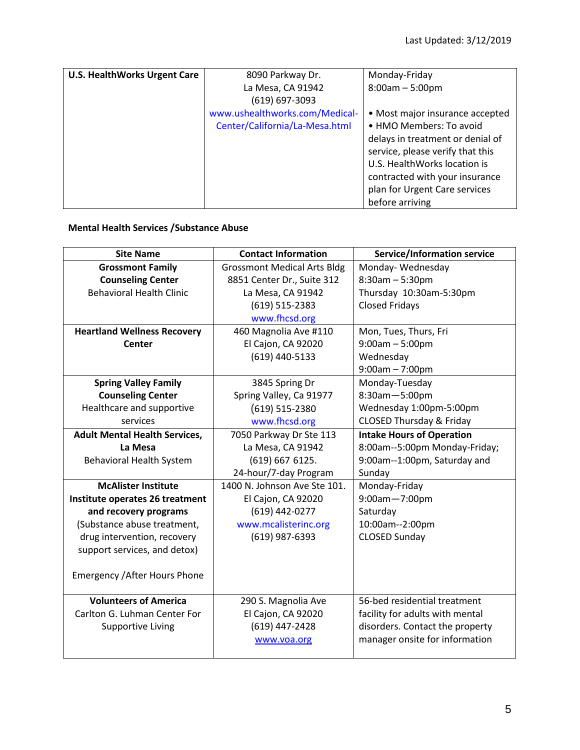Last Updated: 3/12/2019

| | | |
|---|---|---|
| **U.S. HealthWorks Urgent Care** | 8090 Parkway Dr.<br>La Mesa, CA 91942<br>(619) 697-3093<br>www.ushealthworks.com/Medical-Center/California/La-Mesa.html | Monday-Friday<br>8:00am – 5:00pm<br><br>• Most major insurance accepted<br>• HMO Members: To avoid delays in treatment or denial of service, please verify that this U.S. HealthWorks location is contracted with your insurance plan for Urgent Care services before arriving |

**Mental Health Services /Substance Abuse**

| Site Name | Contact Information | Service/Information service |
|---|---|---|
| **Grossmont Family Counseling Center**<br>Behavioral Health Clinic | Grossmont Medical Arts Bldg<br>8851 Center Dr., Suite 312<br>La Mesa, CA 91942<br>(619) 515-2383<br>www.fhcsd.org | Monday- Wednesday<br>8:30am – 5:30pm<br>Thursday 10:30am-5:30pm<br>Closed Fridays |
| **Heartland Wellness Recovery Center** | 460 Magnolia Ave #110<br>El Cajon, CA 92020<br>(619) 440-5133 | Mon, Tues, Thurs, Fri<br>9:00am – 5:00pm<br>Wednesday<br>9:00am – 7:00pm |
| **Spring Valley Family Counseling Center**<br>Healthcare and supportive services | 3845 Spring Dr<br>Spring Valley, Ca 91977<br>(619) 515-2380<br>www.fhcsd.org | Monday-Tuesday<br>8:30am—5:00pm<br>Wednesday 1:00pm-5:00pm<br>CLOSED Thursday & Friday |
| **Adult Mental Health Services, La Mesa**<br>Behavioral Health System | 7050 Parkway Dr Ste 113<br>La Mesa, CA 91942<br>(619) 667 6125.<br>24-hour/7-day Program | **Intake Hours of Operation**<br>8:00am--5:00pm Monday-Friday;<br>9:00am--1:00pm, Saturday and Sunday |
| **McAlister Institute**<br>**Institute operates 26 treatment and recovery programs**<br>(Substance abuse treatment, drug intervention, recovery support services, and detox)<br><br>Emergency /After Hours Phone | 1400 N. Johnson Ave Ste 101.<br>El Cajon, CA 92020<br>(619) 442-0277<br>www.mcalisterinc.org<br>(619) 987-6393 | Monday-Friday<br>9:00am—7:00pm<br>Saturday<br>10:00am--2:00pm<br>CLOSED Sunday |
| **Volunteers of America**<br>Carlton G. Luhman Center For Supportive Living | 290 S. Magnolia Ave<br>El Cajon, CA 92020<br>(619) 447-2428<br>www.voa.org | 56-bed residential treatment facility for adults with mental disorders. Contact the property manager onsite for information |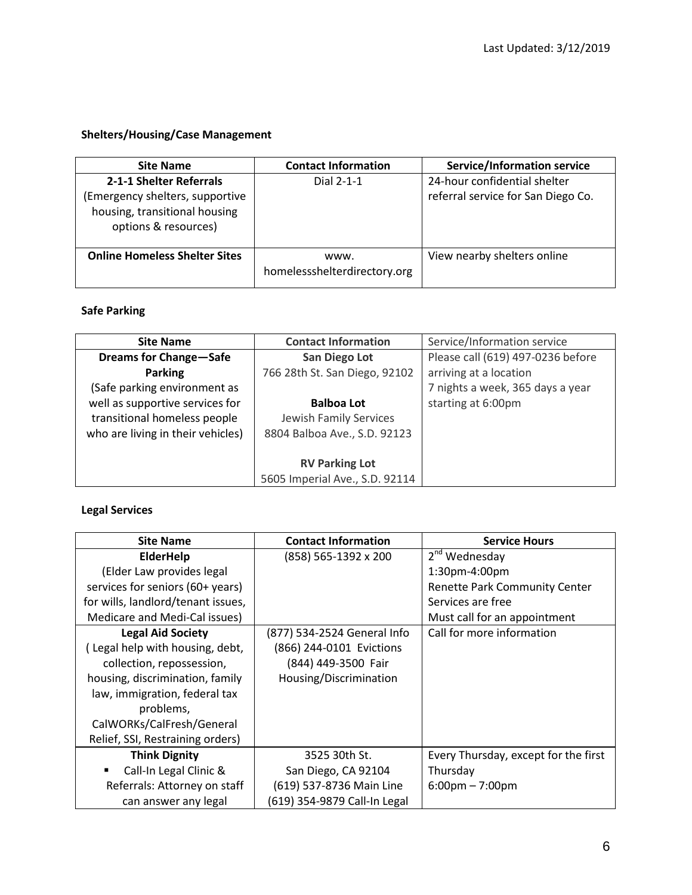Last Updated: 3/12/2019

**Shelters/Housing/Case Management**

| Site Name | Contact Information | Service/Information service |
|---|---|---|
| **2-1-1 Shelter Referrals** (Emergency shelters, supportive housing, transitional housing options & resources) | Dial 2-1-1 | 24-hour confidential shelter referral service for San Diego Co. |
| **Online Homeless Shelter Sites** | www. homelessshelterdirectory.org | View nearby shelters online |

**Safe Parking**

| Site Name | Contact Information | Service/Information service |
|---|---|---|
| **Dreams for Change—Safe Parking** (Safe parking environment as well as supportive services for transitional homeless people who are living in their vehicles) | **San Diego Lot** 766 28th St. San Diego, 92102<br><br>**Balboa Lot** Jewish Family Services 8804 Balboa Ave., S.D. 92123<br><br>**RV Parking Lot** 5605 Imperial Ave., S.D. 92114 | Please call (619) 497-0236 before arriving at a location<br>7 nights a week, 365 days a year starting at 6:00pm |

**Legal Services**

| Site Name | Contact Information | Service Hours |
|---|---|---|
| **ElderHelp** (Elder Law provides legal services for seniors (60+ years) for wills, landlord/tenant issues, Medicare and Medi-Cal issues) | (858) 565-1392 x 200 | 2nd Wednesday<br>1:30pm-4:00pm<br>Renette Park Community Center<br>Services are free<br>Must call for an appointment |
| **Legal Aid Society** ( Legal help with housing, debt, collection, repossession, housing, discrimination, family law, immigration, federal tax problems, CalWORKs/CalFresh/General Relief, SSI, Restraining orders) | (877) 534-2524 General Info<br>(866) 244-0101 Evictions<br>(844) 449-3500 Fair Housing/Discrimination | Call for more information |
| **Think Dignity**<br>▪ Call-In Legal Clinic & Referrals: Attorney on staff can answer any legal | 3525 30th St.<br>San Diego, CA 92104<br>(619) 537-8736 Main Line<br>(619) 354-9879 Call-In Legal | Every Thursday, except for the first Thursday<br>6:00pm – 7:00pm |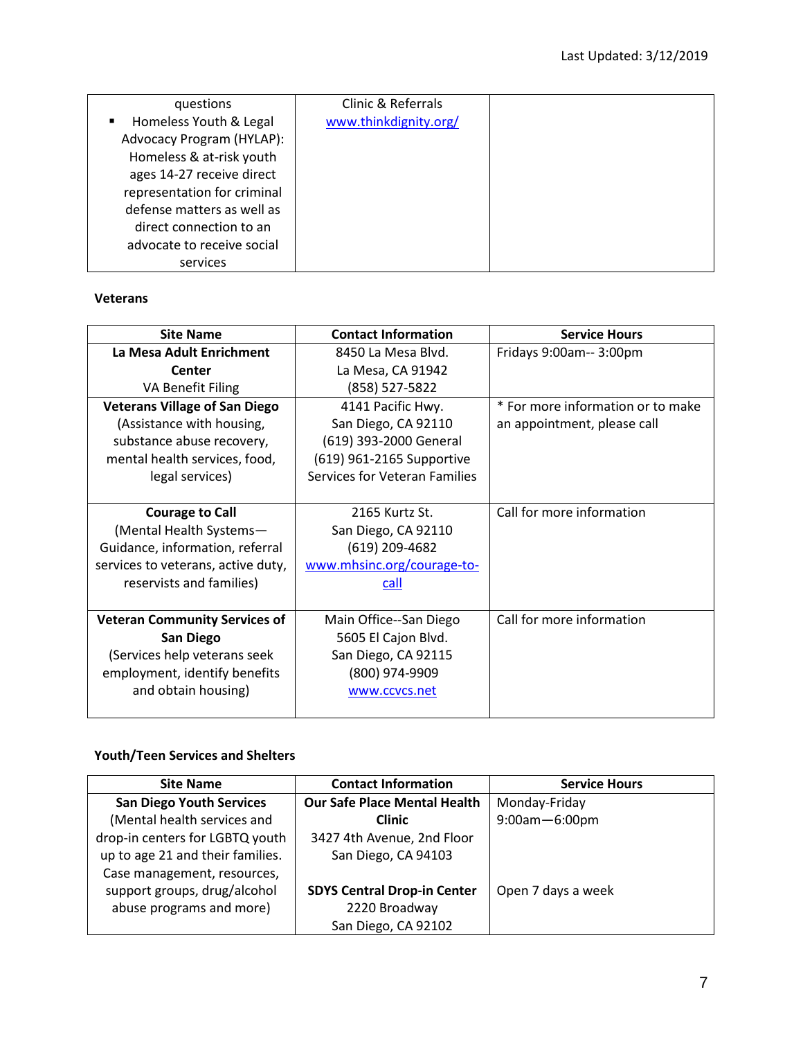Last Updated: 3/12/2019

| | | |
|---|---|---|
| questions<br>▪ Homeless Youth & Legal Advocacy Program (HYLAP): Homeless & at-risk youth ages 14-27 receive direct representation for criminal defense matters as well as direct connection to an advocate to receive social services | Clinic & Referrals<br>www.thinkdignity.org/ | |

**Veterans**

| Site Name | Contact Information | Service Hours |
|---|---|---|
| **La Mesa Adult Enrichment Center**<br>VA Benefit Filing | 8450 La Mesa Blvd.<br>La Mesa, CA 91942<br>(858) 527-5822 | Fridays 9:00am-- 3:00pm |
| **Veterans Village of San Diego**<br>(Assistance with housing, substance abuse recovery, mental health services, food, legal services) | 4141 Pacific Hwy.<br>San Diego, CA 92110<br>(619) 393-2000 General<br>(619) 961-2165 Supportive Services for Veteran Families | * For more information or to make an appointment, please call |
| **Courage to Call**<br>(Mental Health Systems—Guidance, information, referral services to veterans, active duty, reservists and families) | 2165 Kurtz St.<br>San Diego, CA 92110<br>(619) 209-4682<br>www.mhsinc.org/courage-to-call | Call for more information |
| **Veteran Community Services of San Diego**<br>(Services help veterans seek employment, identify benefits and obtain housing) | Main Office--San Diego<br>5605 El Cajon Blvd.<br>San Diego, CA 92115<br>(800) 974-9909<br>www.ccvcs.net | Call for more information |

**Youth/Teen Services and Shelters**

| Site Name | Contact Information | Service Hours |
|---|---|---|
| **San Diego Youth Services**<br>(Mental health services and drop-in centers for LGBTQ youth up to age 21 and their families. Case management, resources, support groups, drug/alcohol abuse programs and more) | **Our Safe Place Mental Health Clinic**<br>3427 4th Avenue, 2nd Floor<br>San Diego, CA 94103<br><br>**SDYS Central Drop-in Center**<br>2220 Broadway<br>San Diego, CA 92102 | Monday-Friday<br>9:00am—6:00pm<br><br>Open 7 days a week |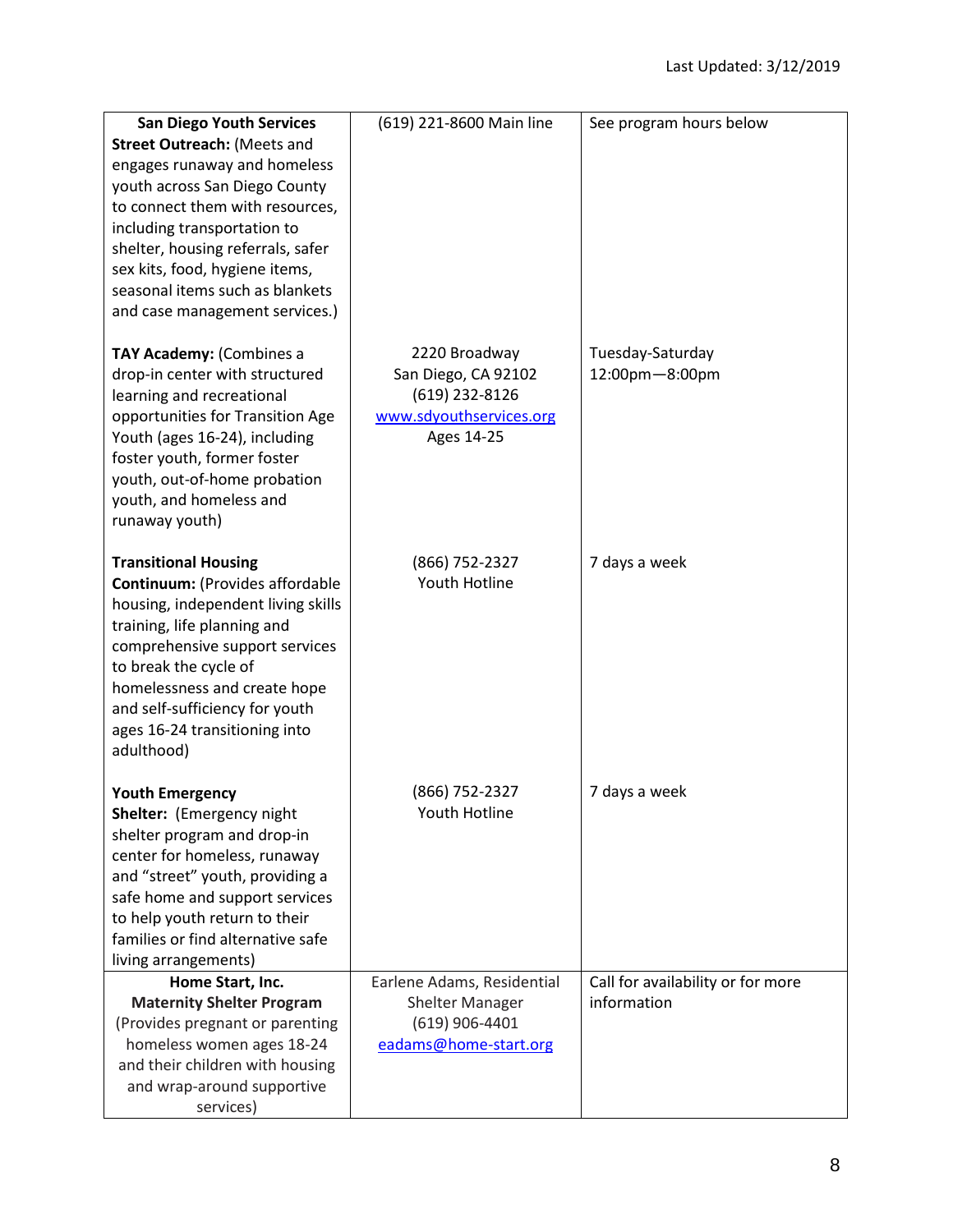Last Updated: 3/12/2019

| | | |
|---|---|---|
| **San Diego Youth Services Street Outreach:** (Meets and engages runaway and homeless youth across San Diego County to connect them with resources, including transportation to shelter, housing referrals, safer sex kits, food, hygiene items, seasonal items such as blankets and case management services.)<br><br>**TAY Academy:** (Combines a drop-in center with structured learning and recreational opportunities for Transition Age Youth (ages 16-24), including foster youth, former foster youth, out-of-home probation youth, and homeless and runaway youth)<br><br>**Transitional Housing Continuum:** (Provides affordable housing, independent living skills training, life planning and comprehensive support services to break the cycle of homelessness and create hope and self-sufficiency for youth ages 16-24 transitioning into adulthood)<br><br>**Youth Emergency Shelter:** (Emergency night shelter program and drop-in center for homeless, runaway and "street" youth, providing a safe home and support services to help youth return to their families or find alternative safe living arrangements) | (619) 221-8600 Main line<br><br>2220 Broadway<br>San Diego, CA 92102<br>(619) 232-8126<br>www.sdyouthservices.org<br>Ages 14-25<br><br>(866) 752-2327<br>Youth Hotline<br><br>(866) 752-2327<br>Youth Hotline | See program hours below<br><br>Tuesday-Saturday<br>12:00pm—8:00pm<br><br>7 days a week<br><br>7 days a week |
| **Home Start, Inc.**<br>**Maternity Shelter Program**<br>(Provides pregnant or parenting homeless women ages 18-24 and their children with housing and wrap-around supportive services) | Earlene Adams, Residential Shelter Manager<br>(619) 906-4401<br>eadams@home-start.org | Call for availability or for more information |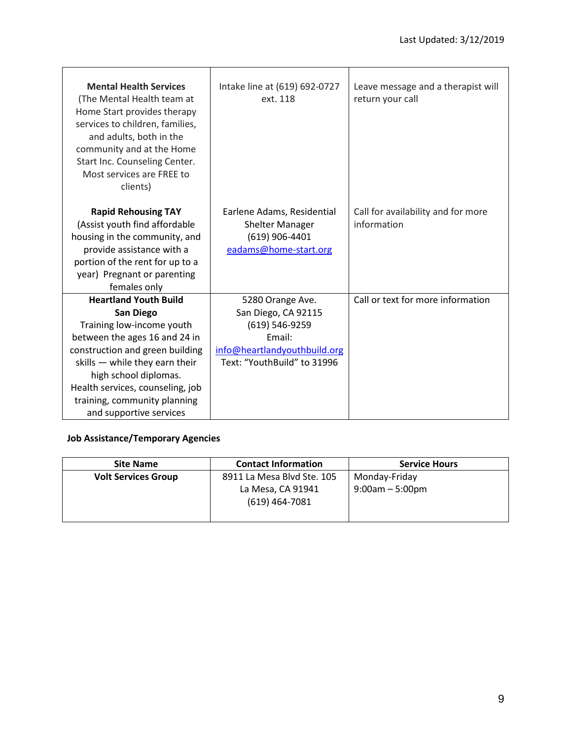Last Updated: 3/12/2019

| | | |
|---|---|---|
| **Mental Health Services** (The Mental Health team at Home Start provides therapy services to children, families, and adults, both in the community and at the Home Start Inc. Counseling Center. Most services are FREE to clients) | Intake line at (619) 692-0727 ext. 118 | Leave message and a therapist will return your call |
| **Rapid Rehousing TAY** (Assist youth find affordable housing in the community, and provide assistance with a portion of the rent for up to a year) Pregnant or parenting females only | Earlene Adams, Residential Shelter Manager (619) 906-4401 eadams@home-start.org | Call for availability and for more information |
| **Heartland Youth Build San Diego** Training low-income youth between the ages 16 and 24 in construction and green building skills — while they earn their high school diplomas. Health services, counseling, job training, community planning and supportive services | 5280 Orange Ave. San Diego, CA 92115 (619) 546-9259 Email: info@heartlandyouthbuild.org Text: "YouthBuild" to 31996 | Call or text for more information |

**Job Assistance/Temporary Agencies**

| Site Name | Contact Information | Service Hours |
|---|---|---|
| **Volt Services Group** | 8911 La Mesa Blvd Ste. 105 La Mesa, CA 91941 (619) 464-7081 | Monday-Friday 9:00am – 5:00pm |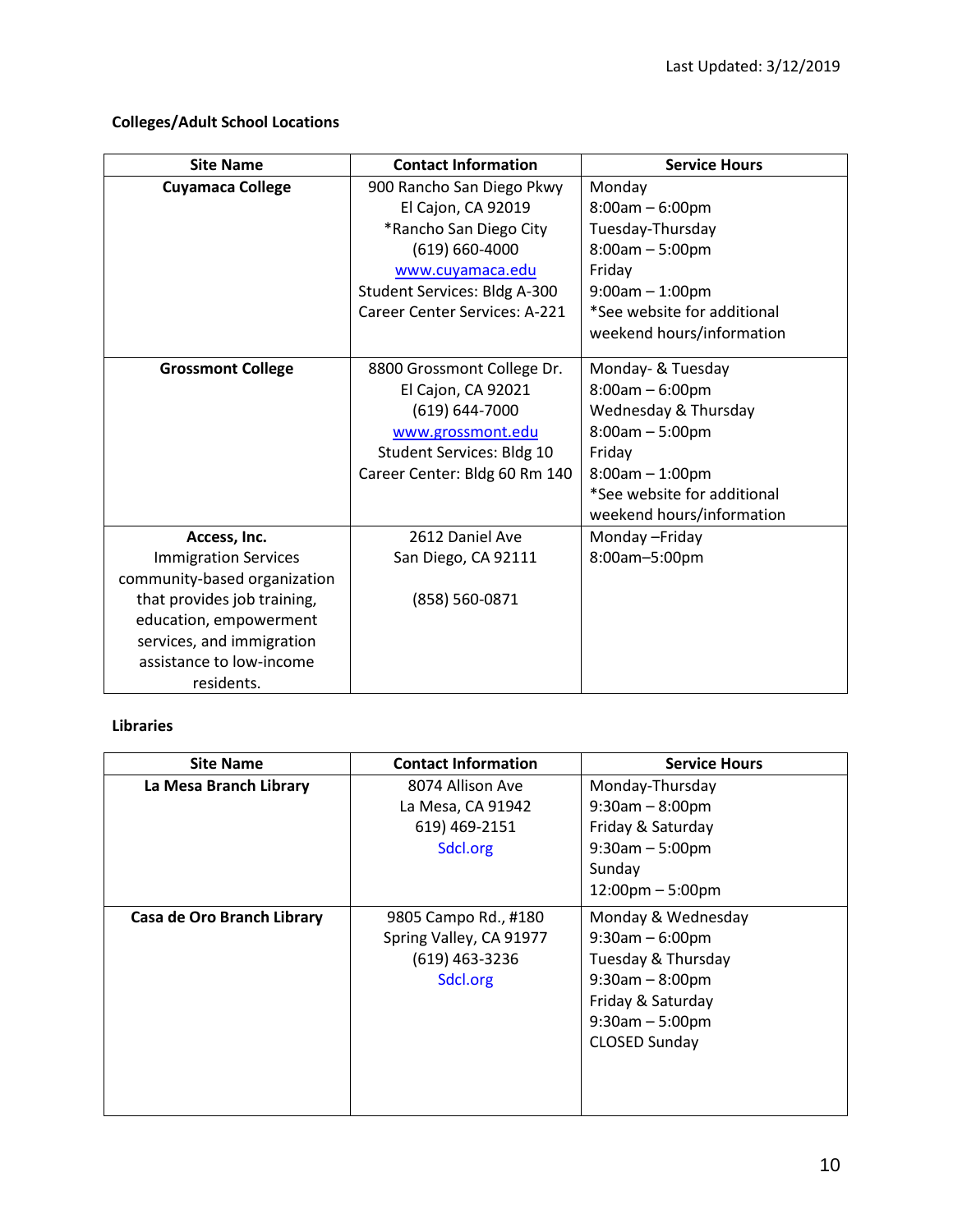Last Updated: 3/12/2019

**Colleges/Adult School Locations**

| Site Name | Contact Information | Service Hours |
|---|---|---|
| **Cuyamaca College** | 900 Rancho San Diego Pkwy<br>El Cajon, CA 92019<br>*Rancho San Diego City<br>(619) 660-4000<br>www.cuyamaca.edu<br>Student Services: Bldg A-300<br>Career Center Services: A-221 | Monday<br>8:00am – 6:00pm<br>Tuesday-Thursday<br>8:00am – 5:00pm<br>Friday<br>9:00am – 1:00pm<br>*See website for additional weekend hours/information |
| **Grossmont College** | 8800 Grossmont College Dr.<br>El Cajon, CA 92021<br>(619) 644-7000<br>www.grossmont.edu<br>Student Services: Bldg 10<br>Career Center: Bldg 60 Rm 140 | Monday- & Tuesday<br>8:00am – 6:00pm<br>Wednesday & Thursday<br>8:00am – 5:00pm<br>Friday<br>8:00am – 1:00pm<br>*See website for additional weekend hours/information |
| **Access, Inc.**<br>Immigration Services community-based organization that provides job training, education, empowerment services, and immigration assistance to low-income residents. | 2612 Daniel Ave<br>San Diego, CA 92111<br><br>(858) 560-0871 | Monday –Friday<br>8:00am–5:00pm |

**Libraries**

| Site Name | Contact Information | Service Hours |
|---|---|---|
| **La Mesa Branch Library** | 8074 Allison Ave<br>La Mesa, CA 91942<br>619) 469-2151<br>Sdcl.org | Monday-Thursday<br>9:30am – 8:00pm<br>Friday & Saturday<br>9:30am – 5:00pm<br>Sunday<br>12:00pm – 5:00pm |
| **Casa de Oro Branch Library** | 9805 Campo Rd., #180<br>Spring Valley, CA 91977<br>(619) 463-3236<br>Sdcl.org | Monday & Wednesday<br>9:30am – 6:00pm<br>Tuesday & Thursday<br>9:30am – 8:00pm<br>Friday & Saturday<br>9:30am – 5:00pm<br>CLOSED Sunday |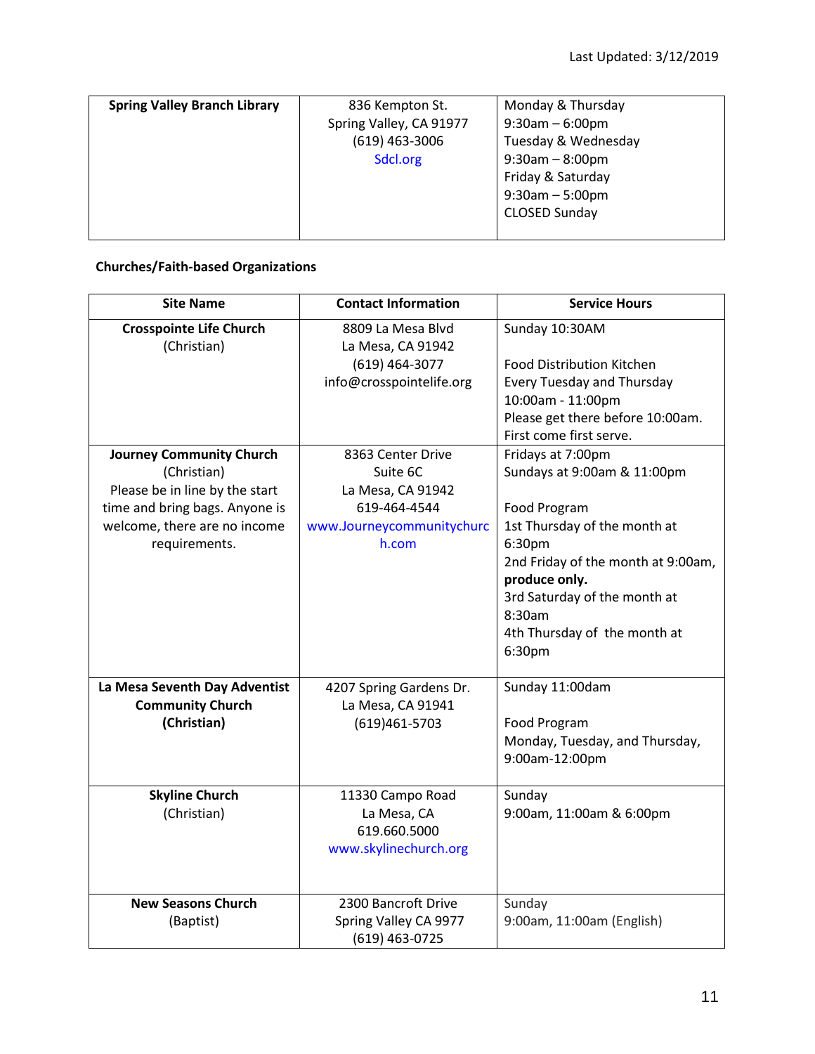Last Updated: 3/12/2019

| | | |
|---|---|---|
| **Spring Valley Branch Library** | 836 Kempton St.<br>Spring Valley, CA 91977<br>(619) 463-3006<br>Sdcl.org | Monday & Thursday<br>9:30am – 6:00pm<br>Tuesday & Wednesday<br>9:30am – 8:00pm<br>Friday & Saturday<br>9:30am – 5:00pm<br>CLOSED Sunday |

**Churches/Faith-based Organizations**

| Site Name | Contact Information | Service Hours |
|---|---|---|
| **Crosspointe Life Church**<br>(Christian) | 8809 La Mesa Blvd<br>La Mesa, CA 91942<br>(619) 464-3077<br>info@crosspointelife.org | Sunday 10:30AM<br><br>Food Distribution Kitchen<br>Every Tuesday and Thursday<br>10:00am - 11:00pm<br>Please get there before 10:00am.<br>First come first serve. |
| **Journey Community Church**<br>(Christian)<br>Please be in line by the start time and bring bags. Anyone is welcome, there are no income requirements. | 8363 Center Drive<br>Suite 6C<br>La Mesa, CA 91942<br>619-464-4544<br>www.Journeycommunitychurch.com | Fridays at 7:00pm<br>Sundays at 9:00am & 11:00pm<br><br>Food Program<br>1st Thursday of the month at 6:30pm<br>2nd Friday of the month at 9:00am, **produce only.**<br>3rd Saturday of the month at 8:30am<br>4th Thursday of the month at 6:30pm |
| **La Mesa Seventh Day Adventist Community Church (Christian)** | 4207 Spring Gardens Dr.<br>La Mesa, CA 91941<br>(619)461-5703 | Sunday 11:00dam<br><br>Food Program<br>Monday, Tuesday, and Thursday, 9:00am-12:00pm |
| **Skyline Church**<br>(Christian) | 11330 Campo Road<br>La Mesa, CA<br>619.660.5000<br>www.skylinechurch.org | Sunday<br>9:00am, 11:00am & 6:00pm |
| **New Seasons Church**<br>(Baptist) | 2300 Bancroft Drive<br>Spring Valley CA 9977<br>(619) 463-0725 | Sunday<br>9:00am, 11:00am (English) |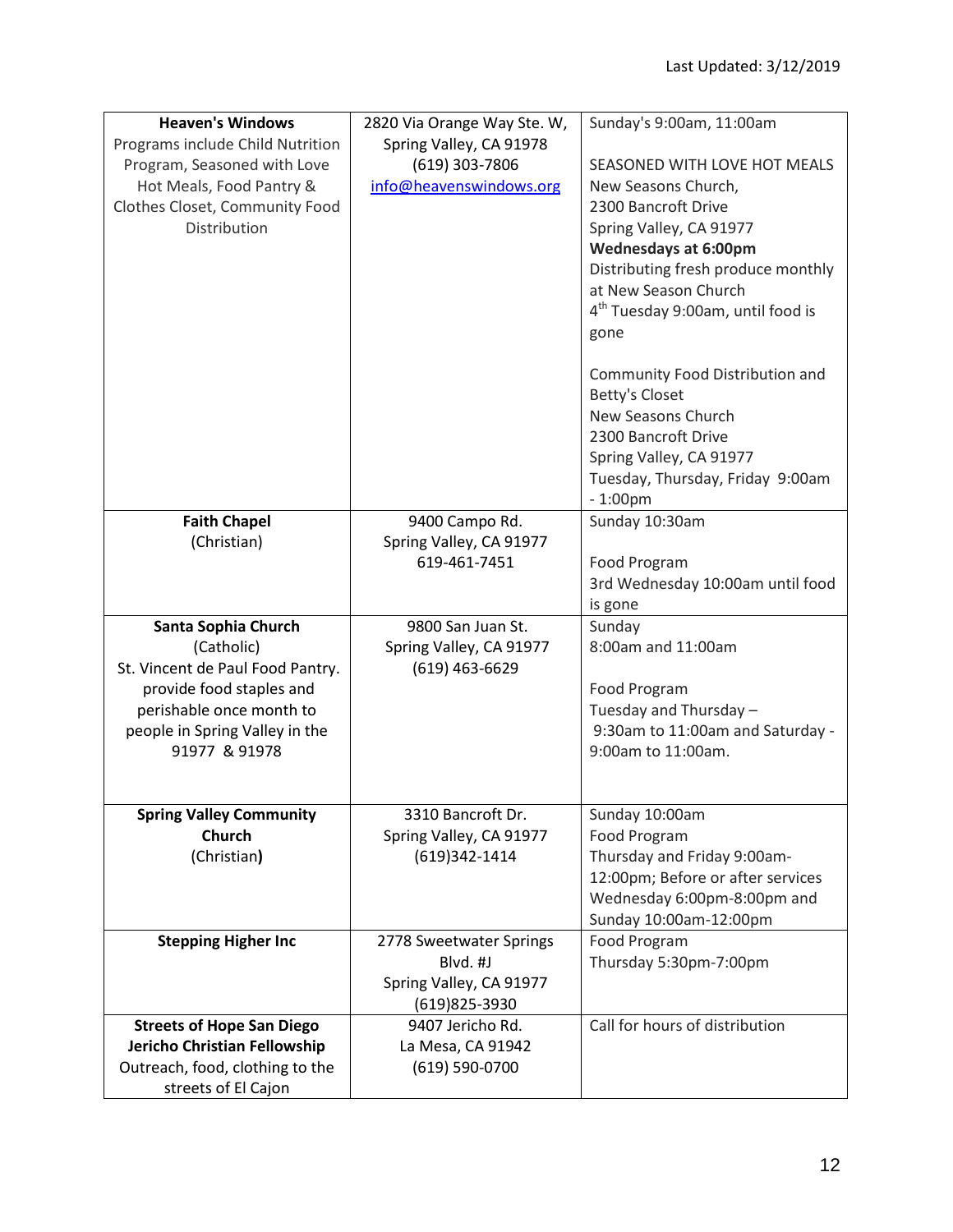Last Updated: 3/12/2019

| | | |
|---|---|---|
| **Heaven's Windows**<br>Programs include Child Nutrition Program, Seasoned with Love Hot Meals, Food Pantry & Clothes Closet, Community Food Distribution | 2820 Via Orange Way Ste. W, Spring Valley, CA 91978<br>(619) 303-7806<br>info@heavenswindows.org | Sunday's 9:00am, 11:00am<br><br>SEASONED WITH LOVE HOT MEALS<br>New Seasons Church,<br>2300 Bancroft Drive<br>Spring Valley, CA 91977<br>**Wednesdays at 6:00pm**<br>Distributing fresh produce monthly at New Season Church<br>4th Tuesday 9:00am, until food is gone<br><br>Community Food Distribution and Betty's Closet<br>New Seasons Church<br>2300 Bancroft Drive<br>Spring Valley, CA 91977<br>Tuesday, Thursday, Friday 9:00am - 1:00pm |
| **Faith Chapel**<br>(Christian) | 9400 Campo Rd.<br>Spring Valley, CA 91977<br>619-461-7451 | Sunday 10:30am<br><br>Food Program<br>3rd Wednesday 10:00am until food is gone |
| **Santa Sophia Church**<br>(Catholic)<br>St. Vincent de Paul Food Pantry. provide food staples and perishable once month to people in Spring Valley in the 91977 & 91978 | 9800 San Juan St.<br>Spring Valley, CA 91977<br>(619) 463-6629 | Sunday<br>8:00am and 11:00am<br><br>Food Program<br>Tuesday and Thursday – 9:30am to 11:00am and Saturday - 9:00am to 11:00am. |
| **Spring Valley Community Church**<br>(Christian) | 3310 Bancroft Dr.<br>Spring Valley, CA 91977<br>(619)342-1414 | Sunday 10:00am<br>Food Program<br>Thursday and Friday 9:00am-12:00pm; Before or after services Wednesday 6:00pm-8:00pm and Sunday 10:00am-12:00pm |
| **Stepping Higher Inc** | 2778 Sweetwater Springs Blvd. #J<br>Spring Valley, CA 91977<br>(619)825-3930 | Food Program<br>Thursday 5:30pm-7:00pm |
| **Streets of Hope San Diego Jericho Christian Fellowship**<br>Outreach, food, clothing to the streets of El Cajon | 9407 Jericho Rd.<br>La Mesa, CA 91942<br>(619) 590-0700 | Call for hours of distribution |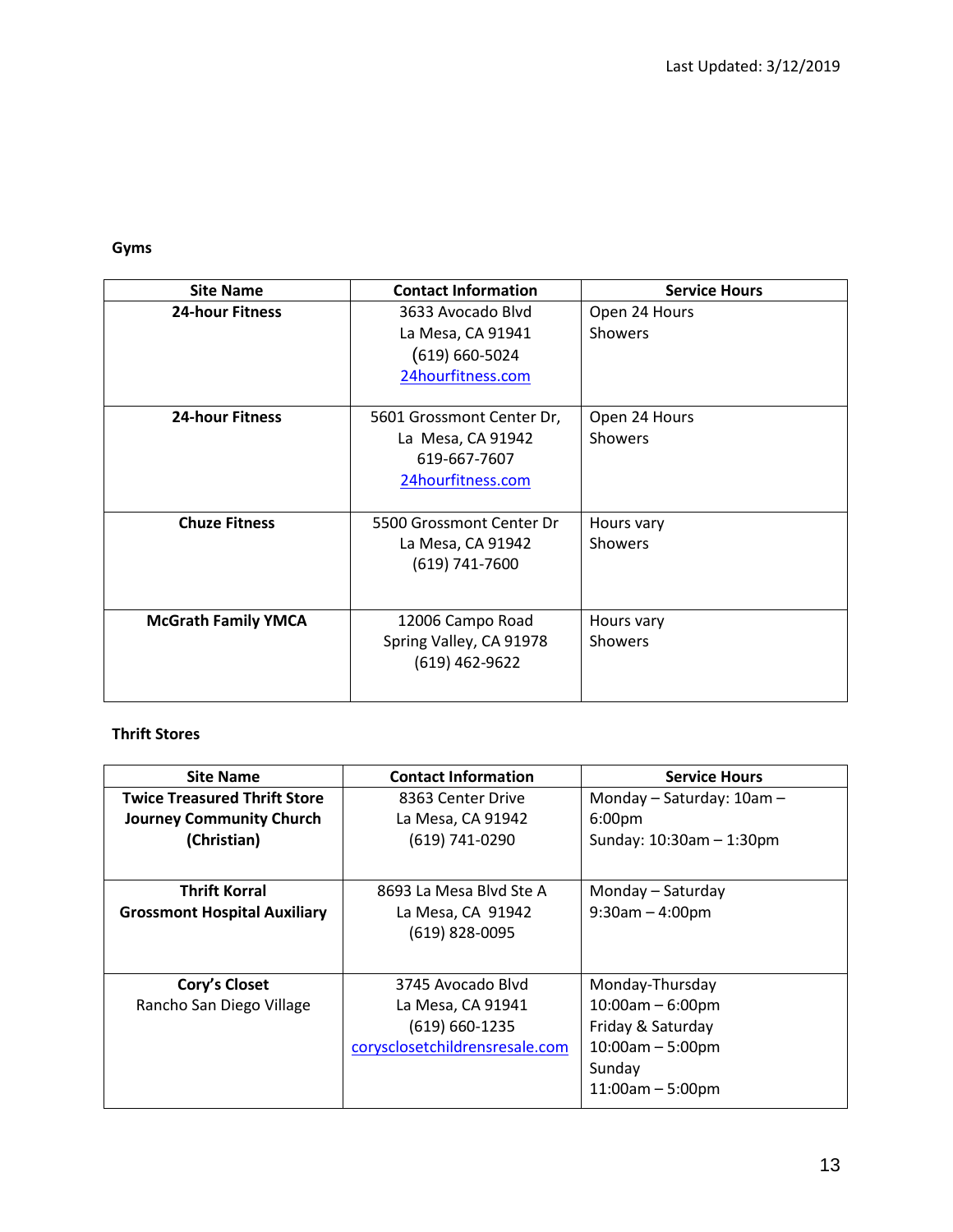Last Updated: 3/12/2019

**Gyms**

| Site Name | Contact Information | Service Hours |
| --- | --- | --- |
| **24-hour Fitness** | 3633 Avocado Blvd<br>La Mesa, CA 91941<br>(619) 660-5024<br>24hourfitness.com | Open 24 Hours<br>Showers |
| **24-hour Fitness** | 5601 Grossmont Center Dr,<br>La Mesa, CA 91942<br>619-667-7607<br>24hourfitness.com | Open 24 Hours<br>Showers |
| **Chuze Fitness** | 5500 Grossmont Center Dr<br>La Mesa, CA 91942<br>(619) 741-7600 | Hours vary<br>Showers |
| **McGrath Family YMCA** | 12006 Campo Road<br>Spring Valley, CA 91978<br>(619) 462-9622 | Hours vary<br>Showers |

**Thrift Stores**

| Site Name | Contact Information | Service Hours |
| --- | --- | --- |
| **Twice Treasured Thrift Store Journey Community Church (Christian)** | 8363 Center Drive<br>La Mesa, CA 91942<br>(619) 741-0290 | Monday – Saturday: 10am – 6:00pm<br>Sunday: 10:30am – 1:30pm |
| **Thrift Korral**<br>**Grossmont Hospital Auxiliary** | 8693 La Mesa Blvd Ste A<br>La Mesa, CA 91942<br>(619) 828-0095 | Monday – Saturday<br>9:30am – 4:00pm |
| **Cory's Closet**<br>Rancho San Diego Village | 3745 Avocado Blvd<br>La Mesa, CA 91941<br>(619) 660-1235<br>corysclosetchildrensresale.com | Monday-Thursday<br>10:00am – 6:00pm<br>Friday & Saturday<br>10:00am – 5:00pm<br>Sunday<br>11:00am – 5:00pm |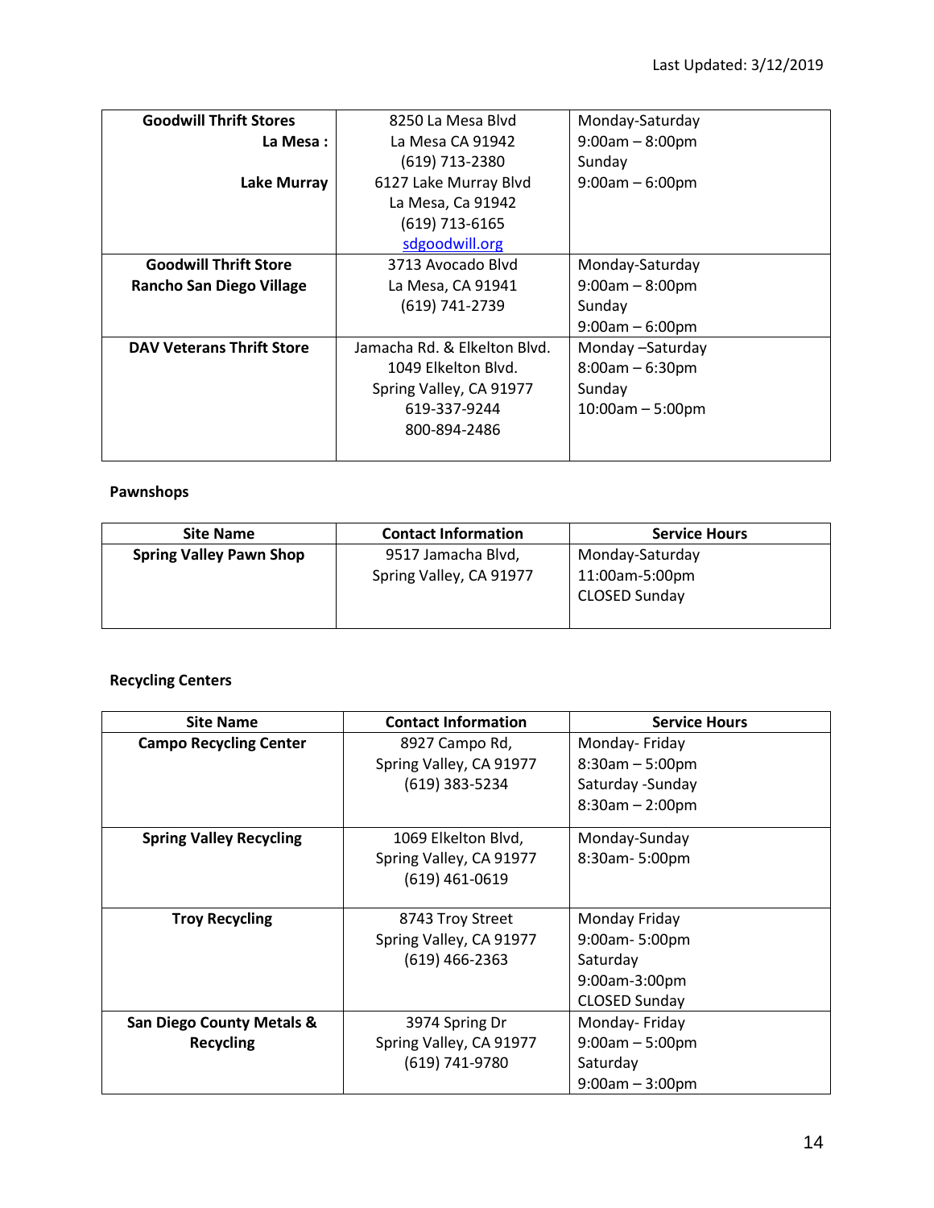Last Updated: 3/12/2019

| | | |
|---|---|---|
| **Goodwill Thrift Stores**<br>**La Mesa :**<br><br>**Lake Murray** | 8250 La Mesa Blvd<br>La Mesa CA 91942<br>(619) 713-2380<br>6127 Lake Murray Blvd<br>La Mesa, Ca 91942<br>(619) 713-6165<br>sdgoodwill.org | Monday-Saturday<br>9:00am – 8:00pm<br>Sunday<br>9:00am – 6:00pm |
| **Goodwill Thrift Store**<br>**Rancho San Diego Village** | 3713 Avocado Blvd<br>La Mesa, CA 91941<br>(619) 741-2739 | Monday-Saturday<br>9:00am – 8:00pm<br>Sunday<br>9:00am – 6:00pm |
| **DAV Veterans Thrift Store** | Jamacha Rd. & Elkelton Blvd.<br>1049 Elkelton Blvd.<br>Spring Valley, CA 91977<br>619-337-9244<br>800-894-2486 | Monday –Saturday<br>8:00am – 6:30pm<br>Sunday<br>10:00am – 5:00pm |

**Pawnshops**

| Site Name | Contact Information | Service Hours |
|---|---|---|
| **Spring Valley Pawn Shop** | 9517 Jamacha Blvd,<br>Spring Valley, CA 91977 | Monday-Saturday<br>11:00am-5:00pm<br>CLOSED Sunday |

**Recycling Centers**

| Site Name | Contact Information | Service Hours |
|---|---|---|
| **Campo Recycling Center** | 8927 Campo Rd,<br>Spring Valley, CA 91977<br>(619) 383-5234 | Monday- Friday<br>8:30am – 5:00pm<br>Saturday -Sunday<br>8:30am – 2:00pm |
| **Spring Valley Recycling** | 1069 Elkelton Blvd,<br>Spring Valley, CA 91977<br>(619) 461-0619 | Monday-Sunday<br>8:30am- 5:00pm |
| **Troy Recycling** | 8743 Troy Street<br>Spring Valley, CA 91977<br>(619) 466-2363 | Monday Friday<br>9:00am- 5:00pm<br>Saturday<br>9:00am-3:00pm<br>CLOSED Sunday |
| **San Diego County Metals & Recycling** | 3974 Spring Dr<br>Spring Valley, CA 91977<br>(619) 741-9780 | Monday- Friday<br>9:00am – 5:00pm<br>Saturday<br>9:00am – 3:00pm |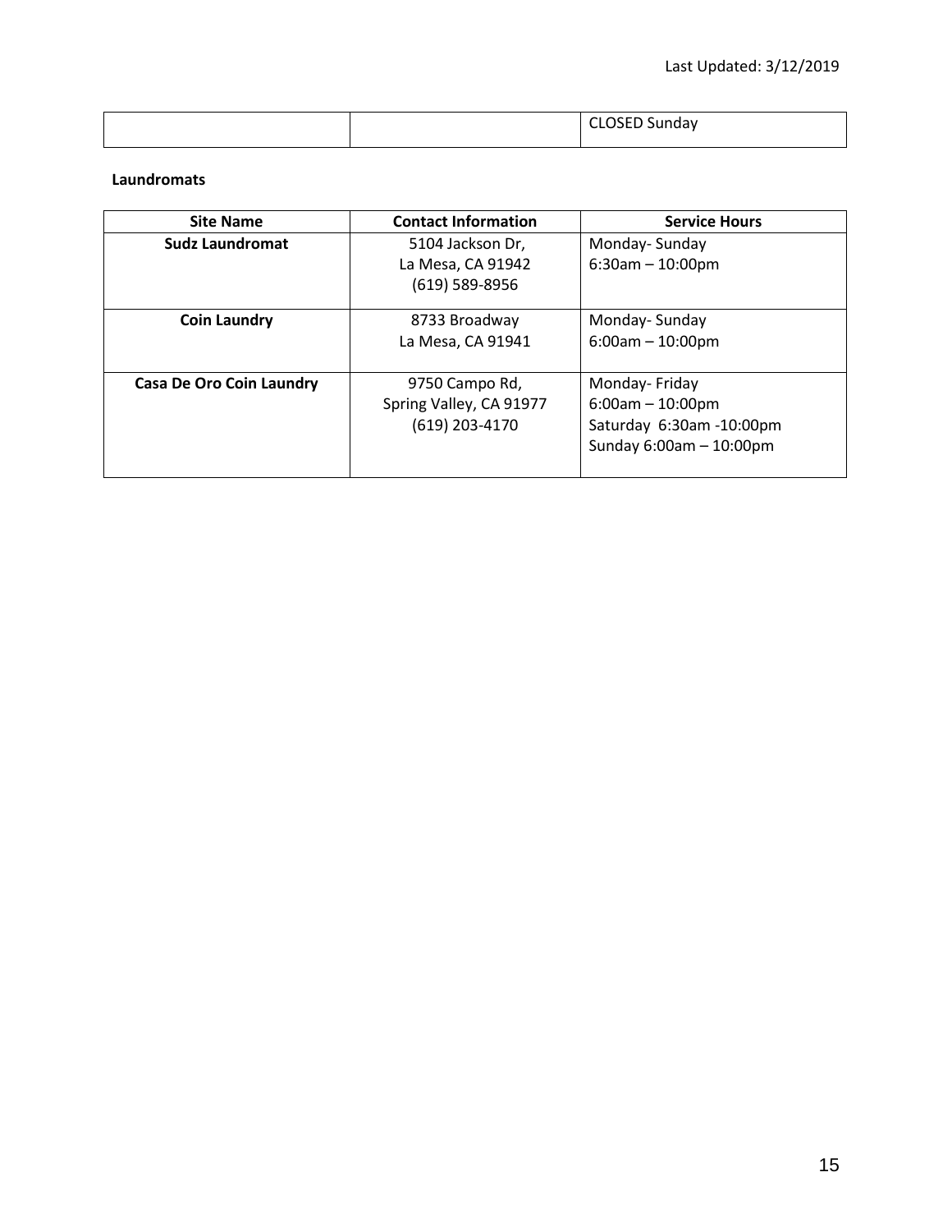Last Updated: 3/12/2019

| | | |
|---|---|---|
| | | CLOSED Sunday |

**Laundromats**

| Site Name | Contact Information | Service Hours |
|---|---|---|
| **Sudz Laundromat** | 5104 Jackson Dr,<br>La Mesa, CA 91942<br>(619) 589-8956 | Monday- Sunday<br>6:30am – 10:00pm |
| **Coin Laundry** | 8733 Broadway<br>La Mesa, CA 91941 | Monday- Sunday<br>6:00am – 10:00pm |
| **Casa De Oro Coin Laundry** | 9750 Campo Rd,<br>Spring Valley, CA 91977<br>(619) 203-4170 | Monday- Friday<br>6:00am – 10:00pm<br>Saturday 6:30am -10:00pm<br>Sunday 6:00am – 10:00pm |